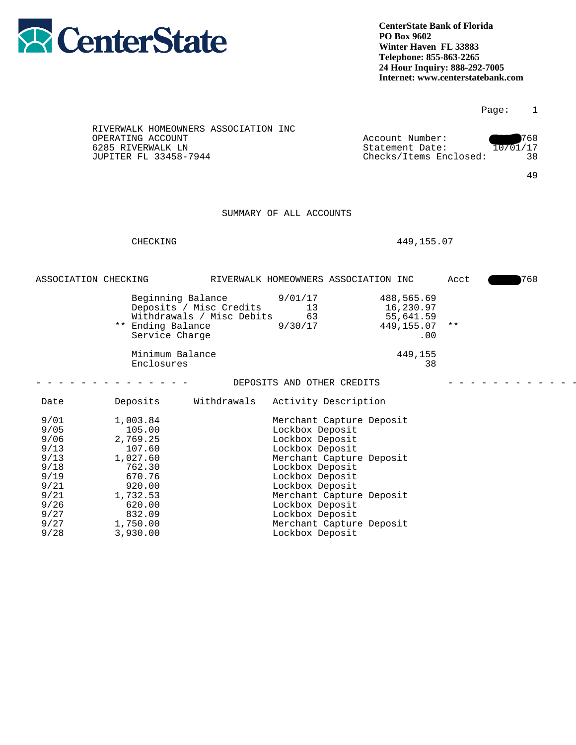# CenterState

**CenterState Bank of Florida**
**PO Box 9602**
**Winter Haven FL 33883**
**Telephone: 855-863-2265**
**24 Hour Inquiry: 888-292-7005**
**Internet: www.centerstatebank.com**

RIVERWALK HOMEOWNERS ASSOCIATION INC
OPERATING ACCOUNT
6285 RIVERWALK LN
JUPITER FL 33458-7944

| | |
|---|---|
| Account Number: | 760 |
| Statement Date: | 10/01/17 |
| Checks/Items Enclosed: | 38 |

49

## SUMMARY OF ALL ACCOUNTS

| | |
|---|---|
| CHECKING | 449,155.07 |

ASSOCIATION CHECKING RIVERWALK HOMEOWNERS ASSOCIATION INC Acct 760

| | | | |
|---|---|---|---|
| Beginning Balance | 9/01/17 | 488,565.69 | |
| Deposits / Misc Credits | 13 | 16,230.97 | |
| Withdrawals / Misc Debits | 63 | 55,641.59 | |
| ** Ending Balance | 9/30/17 | 449,155.07 | ** |
| Service Charge | | .00 | |
| Minimum Balance | | 449,155 | |
| Enclosures | | 38 | |

## DEPOSITS AND OTHER CREDITS

| Date | Deposits | Withdrawals | Activity Description |
|---|---|---|---|
| 9/01 | 1,003.84 | | Merchant Capture Deposit |
| 9/05 | 105.00 | | Lockbox Deposit |
| 9/06 | 2,769.25 | | Lockbox Deposit |
| 9/13 | 107.60 | | Lockbox Deposit |
| 9/13 | 1,027.60 | | Merchant Capture Deposit |
| 9/18 | 762.30 | | Lockbox Deposit |
| 9/19 | 670.76 | | Lockbox Deposit |
| 9/21 | 920.00 | | Lockbox Deposit |
| 9/21 | 1,732.53 | | Merchant Capture Deposit |
| 9/26 | 620.00 | | Lockbox Deposit |
| 9/27 | 832.09 | | Lockbox Deposit |
| 9/27 | 1,750.00 | | Merchant Capture Deposit |
| 9/28 | 3,930.00 | | Lockbox Deposit |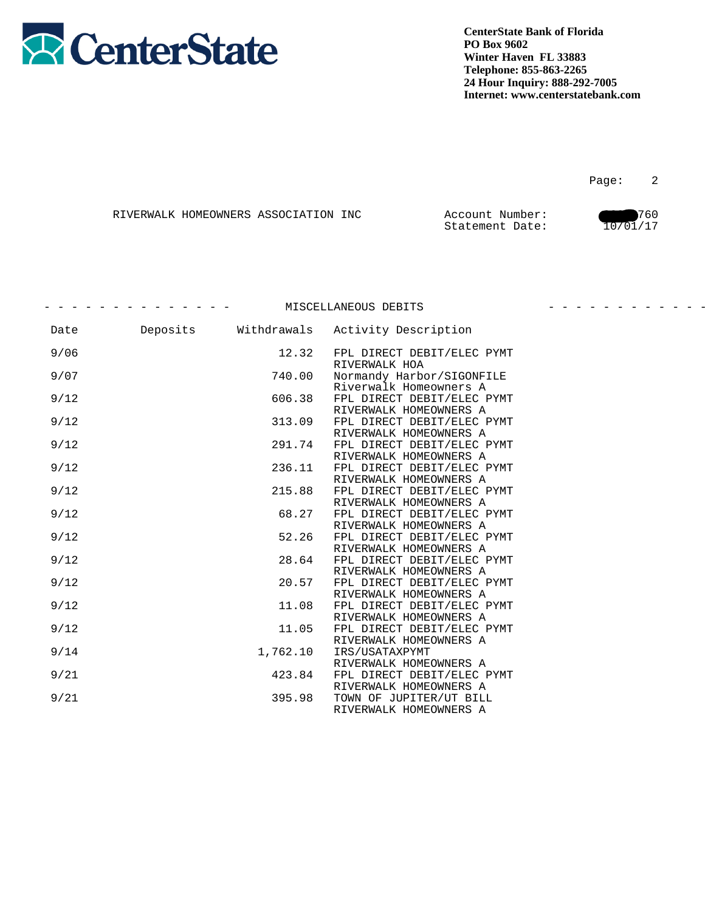**CenterState**

**CenterState Bank of Florida**
**PO Box 9602**
**Winter Haven FL 33883**
**Telephone: 855-863-2265**
**24 Hour Inquiry: 888-292-7005**
**Internet: www.centerstatebank.com**

RIVERWALK HOMEOWNERS ASSOCIATION INC

Account Number: 760
Statement Date: 10/01/17

## MISCELLANEOUS DEBITS

| Date | Deposits | Withdrawals | Activity Description |
|---|---|---|---|
| 9/06 | | 12.32 | FPL DIRECT DEBIT/ELEC PYMT RIVERWALK HOA |
| 9/07 | | 740.00 | Normandy Harbor/SIGONFILE Riverwalk Homeowners A |
| 9/12 | | 606.38 | FPL DIRECT DEBIT/ELEC PYMT RIVERWALK HOMEOWNERS A |
| 9/12 | | 313.09 | FPL DIRECT DEBIT/ELEC PYMT RIVERWALK HOMEOWNERS A |
| 9/12 | | 291.74 | FPL DIRECT DEBIT/ELEC PYMT RIVERWALK HOMEOWNERS A |
| 9/12 | | 236.11 | FPL DIRECT DEBIT/ELEC PYMT RIVERWALK HOMEOWNERS A |
| 9/12 | | 215.88 | FPL DIRECT DEBIT/ELEC PYMT RIVERWALK HOMEOWNERS A |
| 9/12 | | 68.27 | FPL DIRECT DEBIT/ELEC PYMT RIVERWALK HOMEOWNERS A |
| 9/12 | | 52.26 | FPL DIRECT DEBIT/ELEC PYMT RIVERWALK HOMEOWNERS A |
| 9/12 | | 28.64 | FPL DIRECT DEBIT/ELEC PYMT RIVERWALK HOMEOWNERS A |
| 9/12 | | 20.57 | FPL DIRECT DEBIT/ELEC PYMT RIVERWALK HOMEOWNERS A |
| 9/12 | | 11.08 | FPL DIRECT DEBIT/ELEC PYMT RIVERWALK HOMEOWNERS A |
| 9/12 | | 11.05 | FPL DIRECT DEBIT/ELEC PYMT RIVERWALK HOMEOWNERS A |
| 9/14 | | 1,762.10 | IRS/USATAXPYMT RIVERWALK HOMEOWNERS A |
| 9/21 | | 423.84 | FPL DIRECT DEBIT/ELEC PYMT RIVERWALK HOMEOWNERS A |
| 9/21 | | 395.98 | TOWN OF JUPITER/UT BILL RIVERWALK HOMEOWNERS A |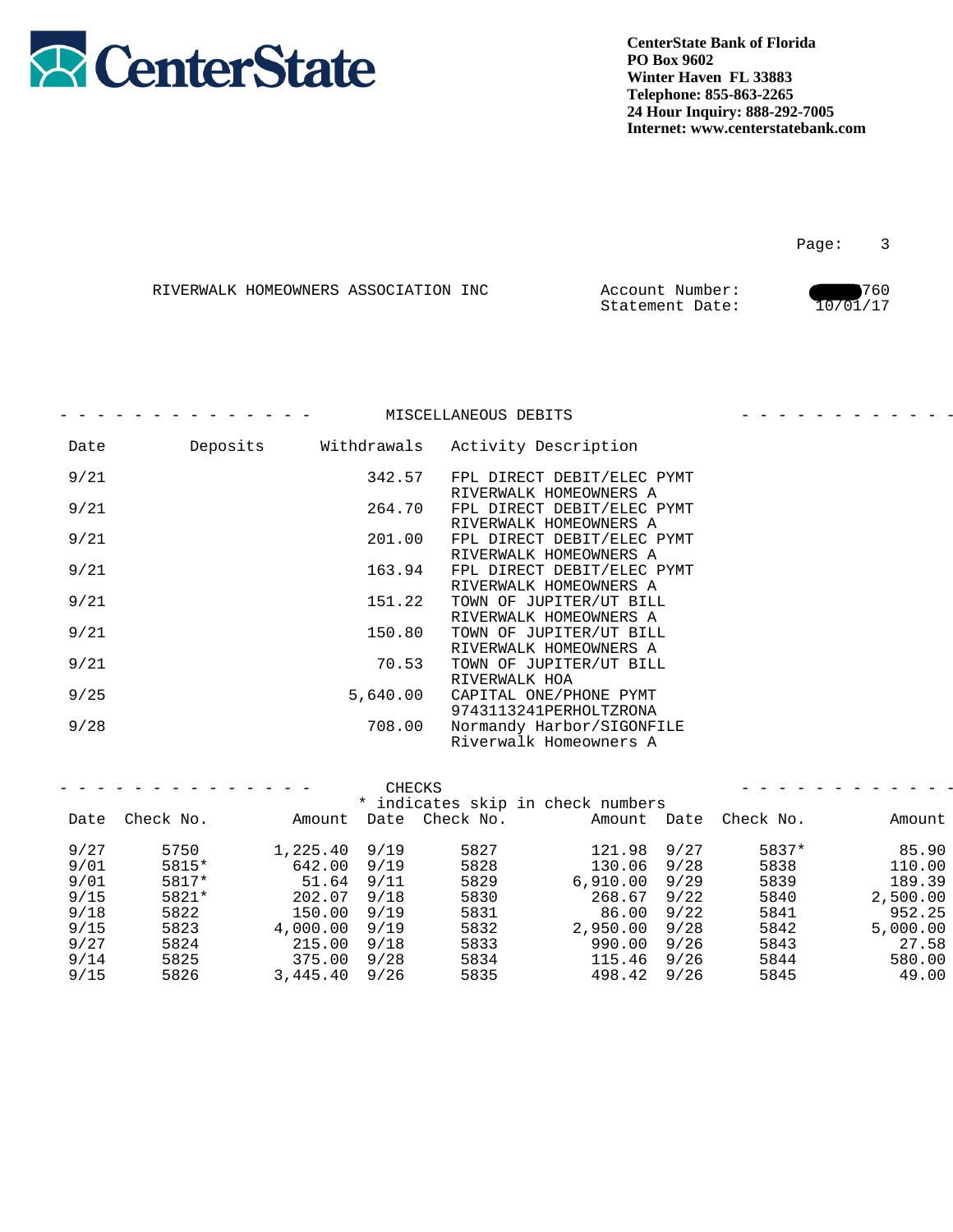**CenterState**

**CenterState Bank of Florida**
**PO Box 9602**
**Winter Haven FL 33883**
**Telephone: 855-863-2265**
**24 Hour Inquiry: 888-292-7005**
**Internet: www.centerstatebank.com**

RIVERWALK HOMEOWNERS ASSOCIATION INC

Account Number: 760
Statement Date: 10/01/17

## MISCELLANEOUS DEBITS

| Date | Deposits | Withdrawals | Activity Description |
|---|---|---|---|
| 9/21 | | 342.57 | FPL DIRECT DEBIT/ELEC PYMT RIVERWALK HOMEOWNERS A |
| 9/21 | | 264.70 | FPL DIRECT DEBIT/ELEC PYMT RIVERWALK HOMEOWNERS A |
| 9/21 | | 201.00 | FPL DIRECT DEBIT/ELEC PYMT RIVERWALK HOMEOWNERS A |
| 9/21 | | 163.94 | FPL DIRECT DEBIT/ELEC PYMT RIVERWALK HOMEOWNERS A |
| 9/21 | | 151.22 | TOWN OF JUPITER/UT BILL RIVERWALK HOMEOWNERS A |
| 9/21 | | 150.80 | TOWN OF JUPITER/UT BILL RIVERWALK HOMEOWNERS A |
| 9/21 | | 70.53 | TOWN OF JUPITER/UT BILL RIVERWALK HOA |
| 9/25 | | 5,640.00 | CAPITAL ONE/PHONE PYMT 9743113241PERHOLTZRONA |
| 9/28 | | 708.00 | Normandy Harbor/SIGONFILE Riverwalk Homeowners A |

## CHECKS

\* indicates skip in check numbers

| Date | Check No. | Amount | Date | Check No. | Amount | Date | Check No. | Amount |
|---|---|---|---|---|---|---|---|---|
| 9/27 | 5750 | 1,225.40 | 9/19 | 5827 | 121.98 | 9/27 | 5837* | 85.90 |
| 9/01 | 5815* | 642.00 | 9/19 | 5828 | 130.06 | 9/28 | 5838 | 110.00 |
| 9/01 | 5817* | 51.64 | 9/11 | 5829 | 6,910.00 | 9/29 | 5839 | 189.39 |
| 9/15 | 5821* | 202.07 | 9/18 | 5830 | 268.67 | 9/22 | 5840 | 2,500.00 |
| 9/18 | 5822 | 150.00 | 9/19 | 5831 | 86.00 | 9/22 | 5841 | 952.25 |
| 9/15 | 5823 | 4,000.00 | 9/19 | 5832 | 2,950.00 | 9/28 | 5842 | 5,000.00 |
| 9/27 | 5824 | 215.00 | 9/18 | 5833 | 990.00 | 9/26 | 5843 | 27.58 |
| 9/14 | 5825 | 375.00 | 9/28 | 5834 | 115.46 | 9/26 | 5844 | 580.00 |
| 9/15 | 5826 | 3,445.40 | 9/26 | 5835 | 498.42 | 9/26 | 5845 | 49.00 |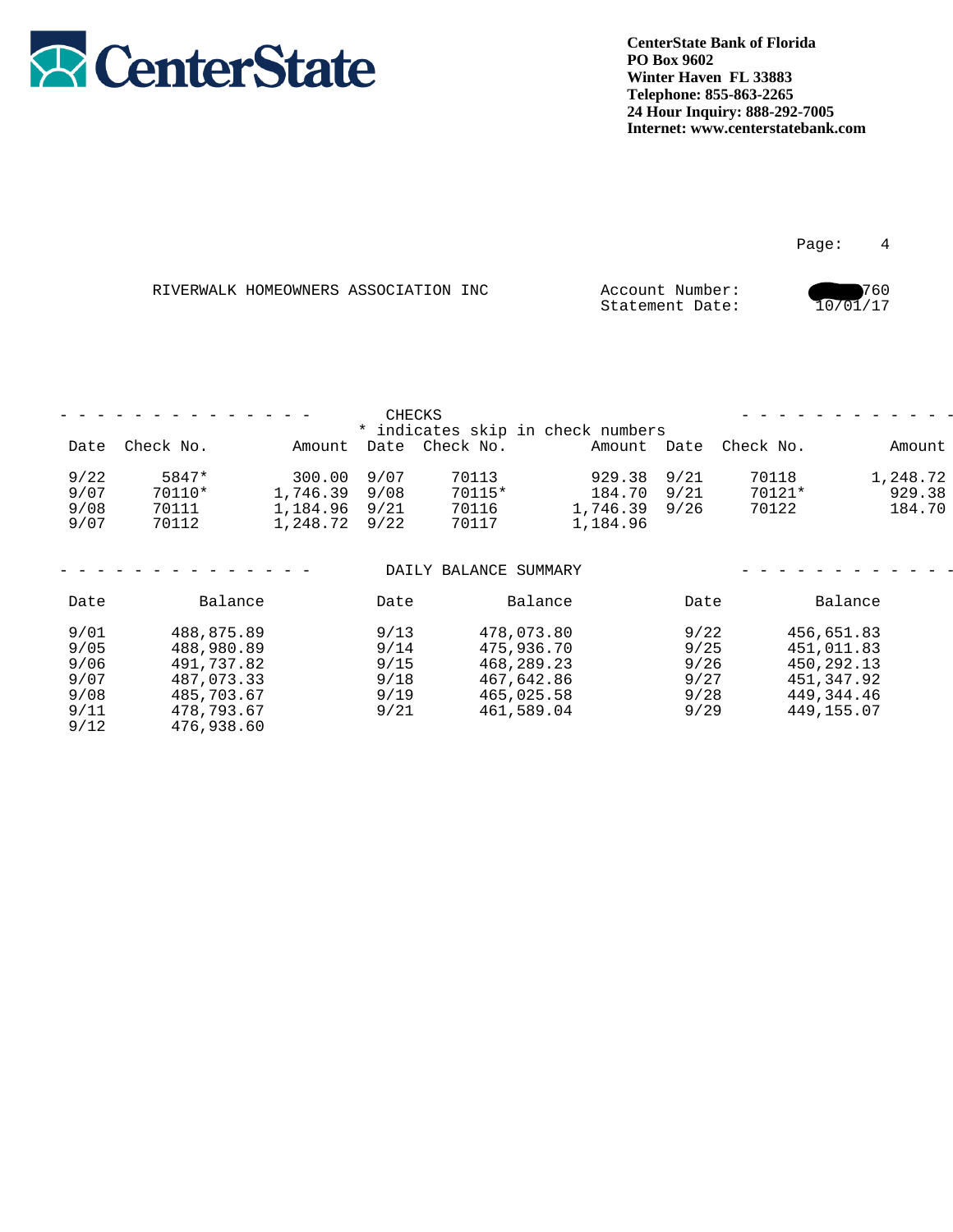**CenterState**

**CenterState Bank of Florida**
**PO Box 9602**
**Winter Haven FL 33883**
**Telephone: 855-863-2265**
**24 Hour Inquiry: 888-292-7005**
**Internet: www.centerstatebank.com**

Page: 4

RIVERWALK HOMEOWNERS ASSOCIATION INC

Account Number: 760
Statement Date: 10/01/17

## CHECKS

\* indicates skip in check numbers

| Date | Check No. | Amount | Date | Check No. | Amount | Date | Check No. | Amount |
|---|---|---|---|---|---|---|---|---|
| 9/22 | 5847* | 300.00 | 9/07 | 70113 | 929.38 | 9/21 | 70118 | 1,248.72 |
| 9/07 | 70110* | 1,746.39 | 9/08 | 70115* | 184.70 | 9/21 | 70121* | 929.38 |
| 9/08 | 70111 | 1,184.96 | 9/21 | 70116 | 1,746.39 | 9/26 | 70122 | 184.70 |
| 9/07 | 70112 | 1,248.72 | 9/22 | 70117 | 1,184.96 | | | |

## DAILY BALANCE SUMMARY

| Date | Balance | Date | Balance | Date | Balance |
|---|---|---|---|---|---|
| 9/01 | 488,875.89 | 9/13 | 478,073.80 | 9/22 | 456,651.83 |
| 9/05 | 488,980.89 | 9/14 | 475,936.70 | 9/25 | 451,011.83 |
| 9/06 | 491,737.82 | 9/15 | 468,289.23 | 9/26 | 450,292.13 |
| 9/07 | 487,073.33 | 9/18 | 467,642.86 | 9/27 | 451,347.92 |
| 9/08 | 485,703.67 | 9/19 | 465,025.58 | 9/28 | 449,344.46 |
| 9/11 | 478,793.67 | 9/21 | 461,589.04 | 9/29 | 449,155.07 |
| 9/12 | 476,938.60 | | | | |